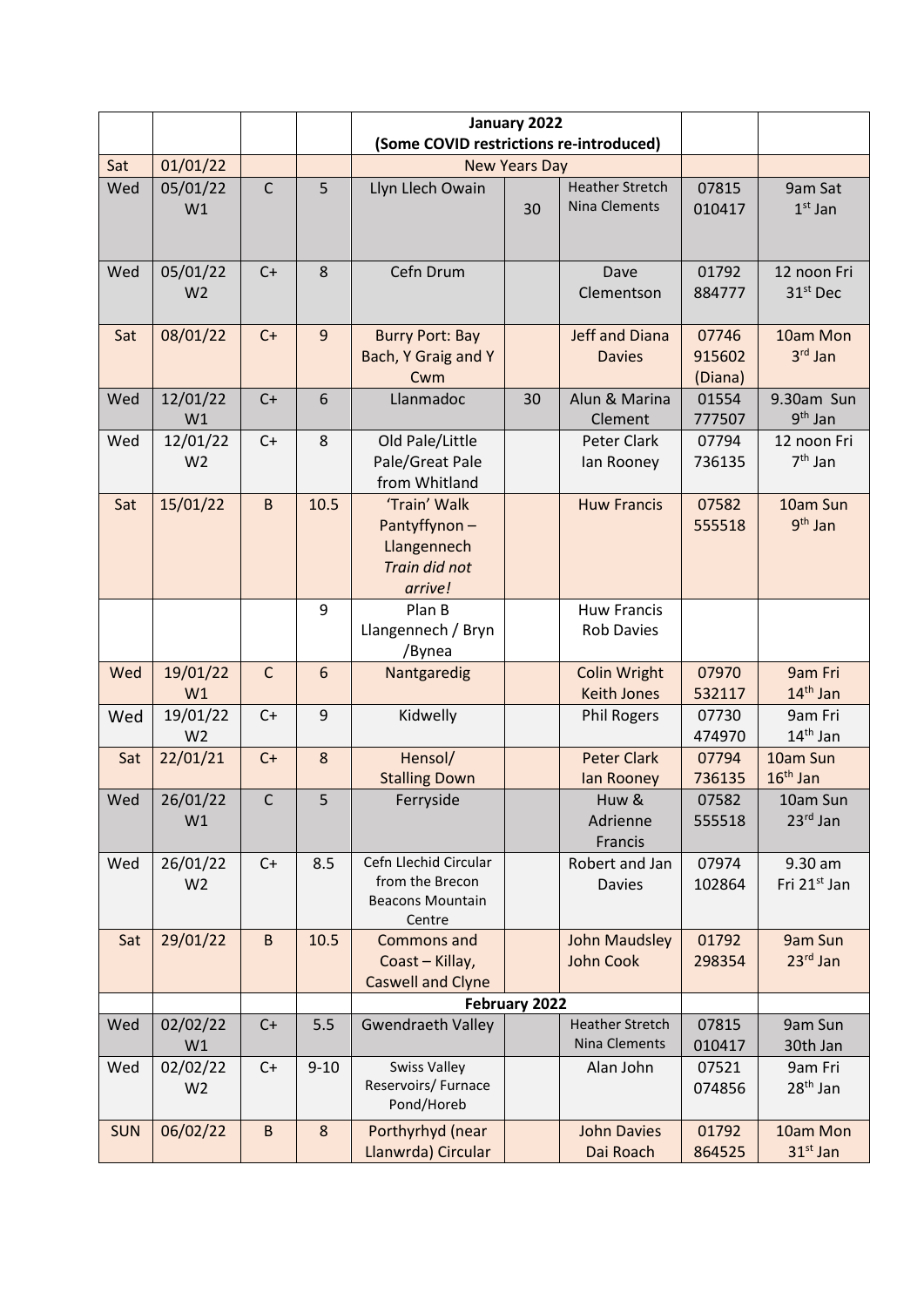| | | | | January 2022 (Some COVID restrictions re-introduced) | | | | |
|---|---|---|---|---|---|---|---|---|
| Sat | 01/01/22 | | | New Years Day | | | | |
| Wed | 05/01/22 W1 | C | 5 | Llyn Llech Owain | 30 | Heather Stretch Nina Clements | 07815 010417 | 9am Sat 1st Jan |
| Wed | 05/01/22 W2 | C+ | 8 | Cefn Drum | | Dave Clementson | 01792 884777 | 12 noon Fri 31st Dec |
| Sat | 08/01/22 | C+ | 9 | Burry Port: Bay Bach, Y Graig and Y Cwm | | Jeff and Diana Davies | 07746 915602 (Diana) | 10am Mon 3rd Jan |
| Wed | 12/01/22 W1 | C+ | 6 | Llanmadoc | 30 | Alun & Marina Clement | 01554 777507 | 9.30am Sun 9th Jan |
| Wed | 12/01/22 W2 | C+ | 8 | Old Pale/Little Pale/Great Pale from Whitland | | Peter Clark Ian Rooney | 07794 736135 | 12 noon Fri 7th Jan |
| Sat | 15/01/22 | B | 10.5 | 'Train' Walk Pantyffynon – Llangennech *Train did not arrive!* | | Huw Francis | 07582 555518 | 10am Sun 9th Jan |
| | | | 9 | Plan B Llangennech / Bryn /Bynea | | Huw Francis Rob Davies | | |
| Wed | 19/01/22 W1 | C | 6 | Nantgaredig | | Colin Wright Keith Jones | 07970 532117 | 9am Fri 14th Jan |
| Wed | 19/01/22 W2 | C+ | 9 | Kidwelly | | Phil Rogers | 07730 474970 | 9am Fri 14th Jan |
| Sat | 22/01/21 | C+ | 8 | Hensol/ Stalling Down | | Peter Clark Ian Rooney | 07794 736135 | 10am Sun 16th Jan |
| Wed | 26/01/22 W1 | C | 5 | Ferryside | | Huw & Adrienne Francis | 07582 555518 | 10am Sun 23rd Jan |
| Wed | 26/01/22 W2 | C+ | 8.5 | Cefn Llechid Circular from the Brecon Beacons Mountain Centre | | Robert and Jan Davies | 07974 102864 | 9.30 am Fri 21st Jan |
| Sat | 29/01/22 | B | 10.5 | Commons and Coast – Killay, Caswell and Clyne | | John Maudsley John Cook | 01792 298354 | 9am Sun 23rd Jan |
| | | | | February 2022 | | | | |
| Wed | 02/02/22 W1 | C+ | 5.5 | Gwendraeth Valley | | Heather Stretch Nina Clements | 07815 010417 | 9am Sun 30th Jan |
| Wed | 02/02/22 W2 | C+ | 9-10 | Swiss Valley Reservoirs/ Furnace Pond/Horeb | | Alan John | 07521 074856 | 9am Fri 28th Jan |
| SUN | 06/02/22 | B | 8 | Porthyrhyd (near Llanwrda) Circular | | John Davies Dai Roach | 01792 864525 | 10am Mon 31st Jan |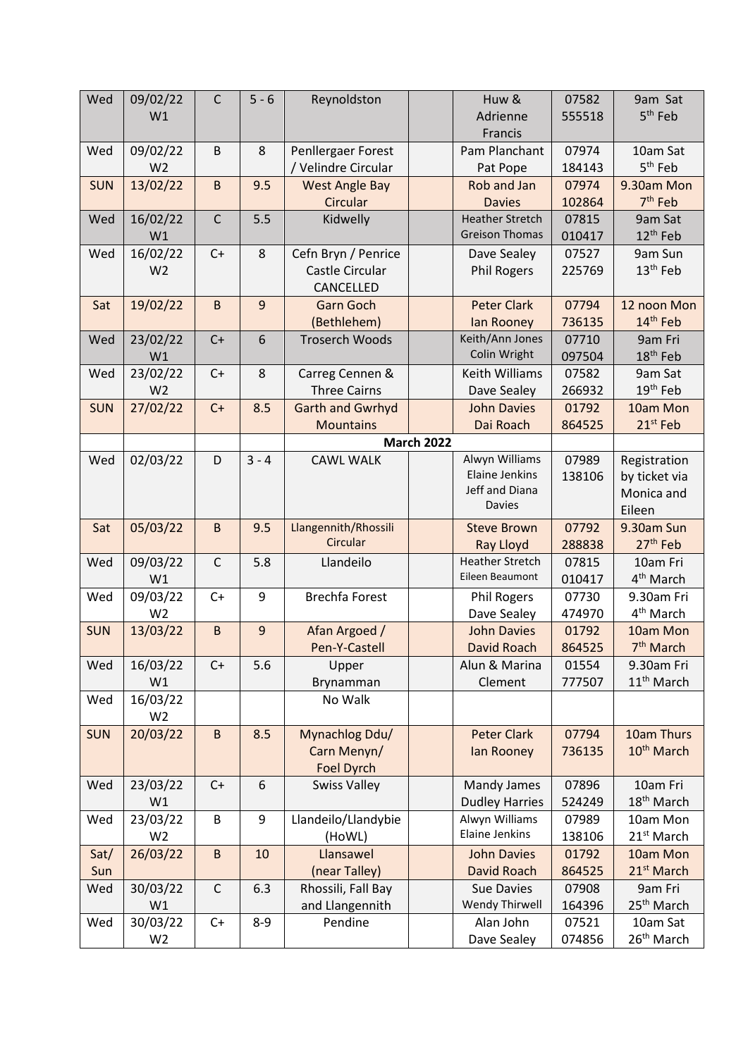| | | | | | | | | |
|---|---|---|---|---|---|---|---|---|
| Wed | 09/02/22 W1 | C | 5 - 6 | Reynoldston | | Huw & Adrienne Francis | 07582 555518 | 9am Sat 5th Feb |
| Wed | 09/02/22 W2 | B | 8 | Penllergaer Forest / Velindre Circular | | Pam Planchant Pat Pope | 07974 184143 | 10am Sat 5th Feb |
| SUN | 13/02/22 | B | 9.5 | West Angle Bay Circular | | Rob and Jan Davies | 07974 102864 | 9.30am Mon 7th Feb |
| Wed | 16/02/22 W1 | C | 5.5 | Kidwelly | | Heather Stretch Greison Thomas | 07815 010417 | 9am Sat 12th Feb |
| Wed | 16/02/22 W2 | C+ | 8 | Cefn Bryn / Penrice Castle Circular CANCELLED | | Dave Sealey Phil Rogers | 07527 225769 | 9am Sun 13th Feb |
| Sat | 19/02/22 | B | 9 | Garn Goch (Bethlehem) | | Peter Clark Ian Rooney | 07794 736135 | 12 noon Mon 14th Feb |
| Wed | 23/02/22 W1 | C+ | 6 | Troserch Woods | | Keith/Ann Jones Colin Wright | 07710 097504 | 9am Fri 18th Feb |
| Wed | 23/02/22 W2 | C+ | 8 | Carreg Cennen & Three Cairns | | Keith Williams Dave Sealey | 07582 266932 | 9am Sat 19th Feb |
| SUN | 27/02/22 | C+ | 8.5 | Garth and Gwrhyd Mountains | | John Davies Dai Roach | 01792 864525 | 10am Mon 21st Feb |
| | | | | **March 2022** | | | | |
| Wed | 02/03/22 | D | 3 - 4 | CAWL WALK | | Alwyn Williams Elaine Jenkins Jeff and Diana Davies | 07989 138106 | Registration by ticket via Monica and Eileen |
| Sat | 05/03/22 | B | 9.5 | Llangennith/Rhossili Circular | | Steve Brown Ray Lloyd | 07792 288838 | 9.30am Sun 27th Feb |
| Wed | 09/03/22 W1 | C | 5.8 | Llandeilo | | Heather Stretch Eileen Beaumont | 07815 010417 | 10am Fri 4th March |
| Wed | 09/03/22 W2 | C+ | 9 | Brechfa Forest | | Phil Rogers Dave Sealey | 07730 474970 | 9.30am Fri 4th March |
| SUN | 13/03/22 | B | 9 | Afan Argoed / Pen-Y-Castell | | John Davies David Roach | 01792 864525 | 10am Mon 7th March |
| Wed | 16/03/22 W1 | C+ | 5.6 | Upper Brynamman | | Alun & Marina Clement | 01554 777507 | 9.30am Fri 11th March |
| Wed | 16/03/22 W2 | | | No Walk | | | | |
| SUN | 20/03/22 | B | 8.5 | Mynachlog Ddu/ Carn Menyn/ Foel Dyrch | | Peter Clark Ian Rooney | 07794 736135 | 10am Thurs 10th March |
| Wed | 23/03/22 W1 | C+ | 6 | Swiss Valley | | Mandy James Dudley Harries | 07896 524249 | 10am Fri 18th March |
| Wed | 23/03/22 W2 | B | 9 | Llandeilo/Llandybie (HoWL) | | Alwyn Williams Elaine Jenkins | 07989 138106 | 10am Mon 21st March |
| Sat/ Sun | 26/03/22 | B | 10 | Llansawel (near Talley) | | John Davies David Roach | 01792 864525 | 10am Mon 21st March |
| Wed | 30/03/22 W1 | C | 6.3 | Rhossili, Fall Bay and Llangennith | | Sue Davies Wendy Thirwell | 07908 164396 | 9am Fri 25th March |
| Wed | 30/03/22 W2 | C+ | 8-9 | Pendine | | Alan John Dave Sealey | 07521 074856 | 10am Sat 26th March |